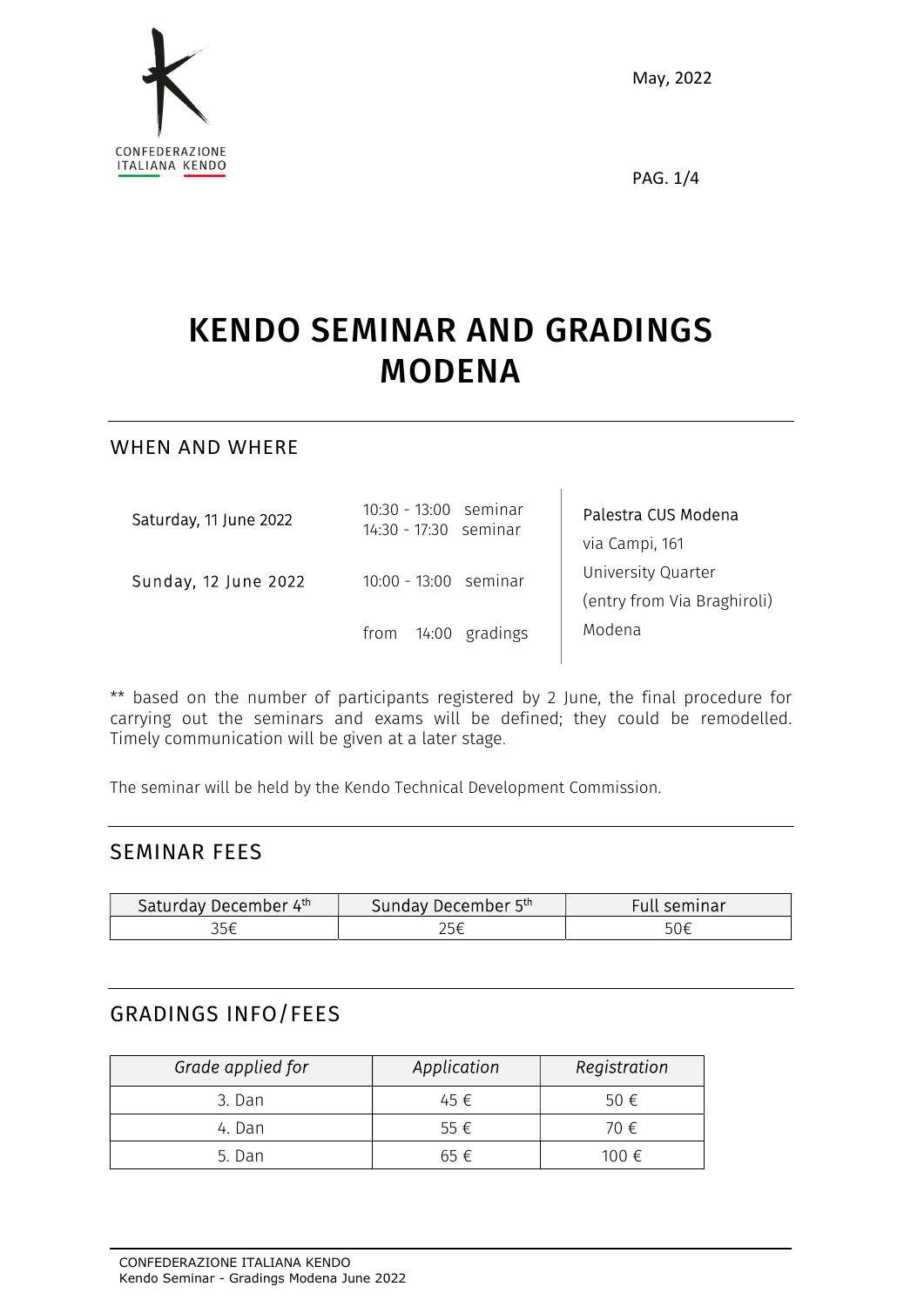May, 2022

# KENDO SEMINAR AND GRADINGS MODENA

## WHEN AND WHERE

| | | |
|---|---|---|
| Saturday, 11 June 2022 | 10:30 - 13:00 seminar<br>14:30 - 17:30 seminar | Palestra CUS Modena<br>via Campi, 161<br>University Quarter<br>(entry from Via Braghiroli)<br>Modena |
| Sunday, 12 June 2022 | 10:00 - 13:00 seminar | |
| | from 14:00 gradings | |

** based on the number of participants registered by 2 June, the final procedure for carrying out the seminars and exams will be defined; they could be remodelled. Timely communication will be given at a later stage.

The seminar will be held by the Kendo Technical Development Commission.

## SEMINAR FEES

| Saturday December 4th | Sunday December 5th | Full seminar |
|---|---|---|
| 35€ | 25€ | 50€ |

## GRADINGS INFO/FEES

| *Grade applied for* | *Application* | *Registration* |
|---|---|---|
| 3. Dan | 45 € | 50 € |
| 4. Dan | 55 € | 70 € |
| 5. Dan | 65 € | 100 € |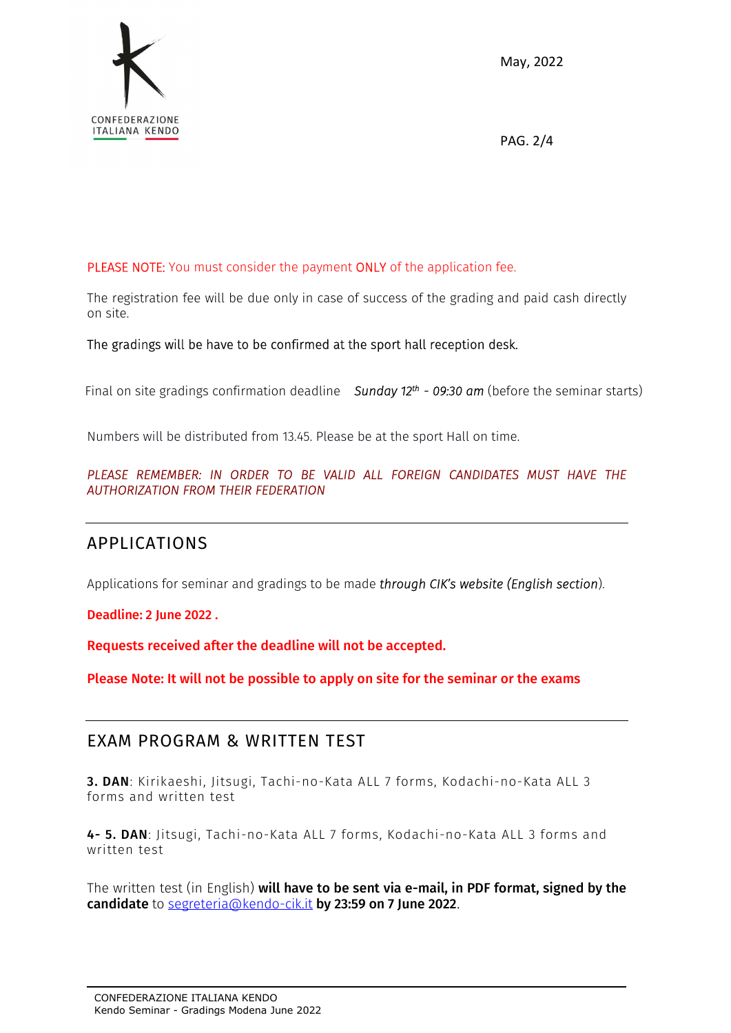PLEASE NOTE: You must consider the payment ONLY of the application fee.

The registration fee will be due only in case of success of the grading and paid cash directly on site.

The gradings will be have to be confirmed at the sport hall reception desk.

Final on site gradings confirmation deadline *Sunday 12th - 09:30 am* (before the seminar starts)

Numbers will be distributed from 13.45. Please be at the sport Hall on time.

*PLEASE REMEMBER: IN ORDER TO BE VALID ALL FOREIGN CANDIDATES MUST HAVE THE AUTHORIZATION FROM THEIR FEDERATION*

---

## APPLICATIONS

Applications for seminar and gradings to be made *through CIK's website (English section)*.

**Deadline: 2 June 2022 .**

**Requests received after the deadline will not be accepted.**

**Please Note: It will not be possible to apply on site for the seminar or the exams**

---

## EXAM PROGRAM & WRITTEN TEST

**3. DAN**: Kirikaeshi, Jitsugi, Tachi-no-Kata ALL 7 forms, Kodachi-no-Kata ALL 3 forms and written test

**4- 5. DAN**: Jitsugi, Tachi-no-Kata ALL 7 forms, Kodachi-no-Kata ALL 3 forms and written test

The written test (in English) **will have to be sent via e-mail, in PDF format, signed by the candidate** to segreteria@kendo-cik.it **by 23:59 on 7 June 2022**.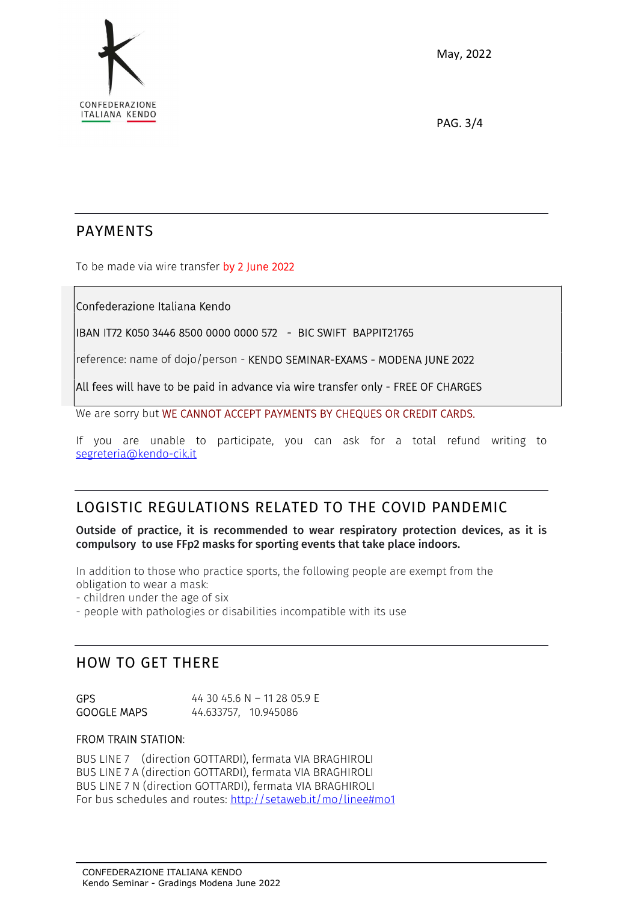## PAYMENTS

To be made via wire transfer by 2 June 2022

Confederazione Italiana Kendo

IBAN IT72 K050 3446 8500 0000 0000 572 - BIC SWIFT BAPPIT21765

reference: name of dojo/person - KENDO SEMINAR-EXAMS - MODENA JUNE 2022

All fees will have to be paid in advance via wire transfer only - FREE OF CHARGES

We are sorry but WE CANNOT ACCEPT PAYMENTS BY CHEQUES OR CREDIT CARDS.

If you are unable to participate, you can ask for a total refund writing to segreteria@kendo-cik.it

## LOGISTIC REGULATIONS RELATED TO THE COVID PANDEMIC

**Outside of practice, it is recommended to wear respiratory protection devices, as it is compulsory to use FFp2 masks for sporting events that take place indoors.**

In addition to those who practice sports, the following people are exempt from the obligation to wear a mask:
- children under the age of six
- people with pathologies or disabilities incompatible with its use

## HOW TO GET THERE

| | |
|---|---|
| GPS | 44 30 45.6 N – 11 28 05.9 E |
| GOOGLE MAPS | 44.633757, 10.945086 |

FROM TRAIN STATION:

BUS LINE 7 (direction GOTTARDI), fermata VIA BRAGHIROLI
BUS LINE 7 A (direction GOTTARDI), fermata VIA BRAGHIROLI
BUS LINE 7 N (direction GOTTARDI), fermata VIA BRAGHIROLI
For bus schedules and routes: http://setaweb.it/mo/linee#mo1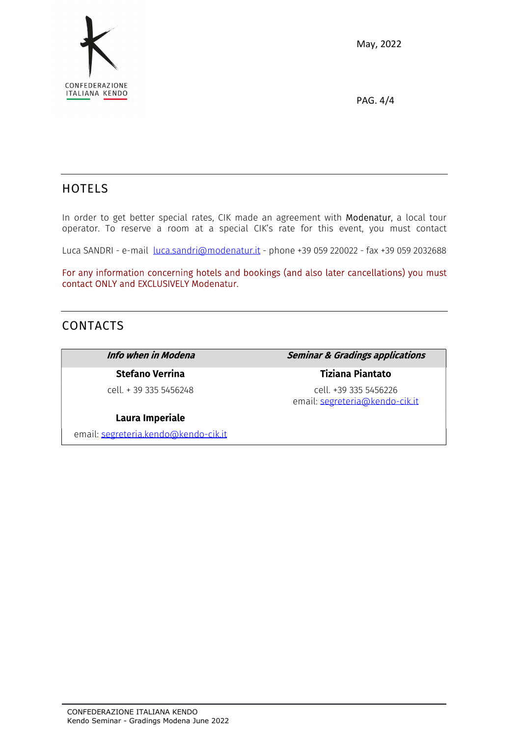## HOTELS

In order to get better special rates, CIK made an agreement with Modenatur, a local tour operator. To reserve a room at a special CIK's rate for this event, you must contact

Luca SANDRI - e-mail luca.sandri@modenatur.it - phone +39 059 220022 - fax +39 059 2032688

For any information concerning hotels and bookings (and also later cancellations) you must contact ONLY and EXCLUSIVELY Modenatur.

## CONTACTS

| ***Info when in Modena*** | ***Seminar & Gradings applications*** |
|---|---|
| **Stefano Verrina** | **Tiziana Piantato** |
| cell. + 39 335 5456248 | cell. +39 335 5456226<br>email: segreteria@kendo-cik.it |
| **Laura Imperiale** | |
| email: segreteria.kendo@kendo-cik.it | |